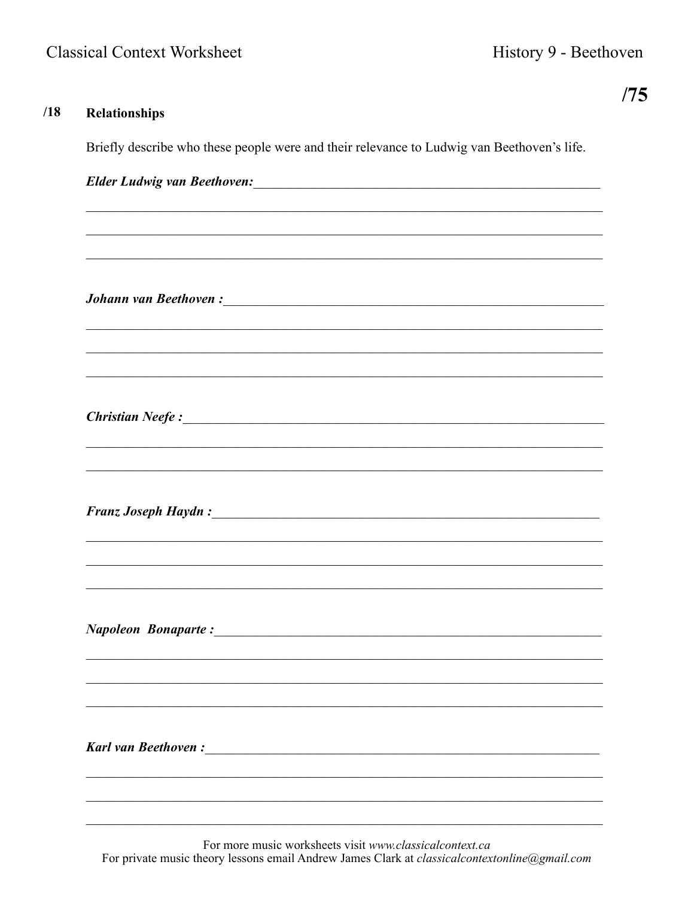/75

**/18 Relationships**

Briefly describe who these people were and their relevance to Ludwig van Beethoven's life.

***Elder Ludwig van Beethoven:***\_\_\_\_\_\_\_\_\_\_\_\_\_\_\_\_\_\_\_\_\_\_\_\_\_\_\_\_\_\_\_\_\_\_\_\_\_\_\_\_

\_\_\_\_\_\_\_\_\_\_\_\_\_\_\_\_\_\_\_\_\_\_\_\_\_\_\_\_\_\_\_\_\_\_\_\_\_\_\_\_\_\_\_\_\_\_\_\_\_\_\_\_\_\_\_\_\_\_

\_\_\_\_\_\_\_\_\_\_\_\_\_\_\_\_\_\_\_\_\_\_\_\_\_\_\_\_\_\_\_\_\_\_\_\_\_\_\_\_\_\_\_\_\_\_\_\_\_\_\_\_\_\_\_\_\_\_

\_\_\_\_\_\_\_\_\_\_\_\_\_\_\_\_\_\_\_\_\_\_\_\_\_\_\_\_\_\_\_\_\_\_\_\_\_\_\_\_\_\_\_\_\_\_\_\_\_\_\_\_\_\_\_\_\_\_

***Johann van Beethoven :***\_\_\_\_\_\_\_\_\_\_\_\_\_\_\_\_\_\_\_\_\_\_\_\_\_\_\_\_\_\_\_\_\_\_\_\_\_\_\_\_\_\_

\_\_\_\_\_\_\_\_\_\_\_\_\_\_\_\_\_\_\_\_\_\_\_\_\_\_\_\_\_\_\_\_\_\_\_\_\_\_\_\_\_\_\_\_\_\_\_\_\_\_\_\_\_\_\_\_\_\_

\_\_\_\_\_\_\_\_\_\_\_\_\_\_\_\_\_\_\_\_\_\_\_\_\_\_\_\_\_\_\_\_\_\_\_\_\_\_\_\_\_\_\_\_\_\_\_\_\_\_\_\_\_\_\_\_\_\_

\_\_\_\_\_\_\_\_\_\_\_\_\_\_\_\_\_\_\_\_\_\_\_\_\_\_\_\_\_\_\_\_\_\_\_\_\_\_\_\_\_\_\_\_\_\_\_\_\_\_\_\_\_\_\_\_\_\_

***Christian Neefe :***\_\_\_\_\_\_\_\_\_\_\_\_\_\_\_\_\_\_\_\_\_\_\_\_\_\_\_\_\_\_\_\_\_\_\_\_\_\_\_\_\_\_\_\_\_

\_\_\_\_\_\_\_\_\_\_\_\_\_\_\_\_\_\_\_\_\_\_\_\_\_\_\_\_\_\_\_\_\_\_\_\_\_\_\_\_\_\_\_\_\_\_\_\_\_\_\_\_\_\_\_\_\_\_

\_\_\_\_\_\_\_\_\_\_\_\_\_\_\_\_\_\_\_\_\_\_\_\_\_\_\_\_\_\_\_\_\_\_\_\_\_\_\_\_\_\_\_\_\_\_\_\_\_\_\_\_\_\_\_\_\_\_

***Franz Joseph Haydn :***\_\_\_\_\_\_\_\_\_\_\_\_\_\_\_\_\_\_\_\_\_\_\_\_\_\_\_\_\_\_\_\_\_\_\_\_\_\_\_\_\_\_

\_\_\_\_\_\_\_\_\_\_\_\_\_\_\_\_\_\_\_\_\_\_\_\_\_\_\_\_\_\_\_\_\_\_\_\_\_\_\_\_\_\_\_\_\_\_\_\_\_\_\_\_\_\_\_\_\_\_

\_\_\_\_\_\_\_\_\_\_\_\_\_\_\_\_\_\_\_\_\_\_\_\_\_\_\_\_\_\_\_\_\_\_\_\_\_\_\_\_\_\_\_\_\_\_\_\_\_\_\_\_\_\_\_\_\_\_

\_\_\_\_\_\_\_\_\_\_\_\_\_\_\_\_\_\_\_\_\_\_\_\_\_\_\_\_\_\_\_\_\_\_\_\_\_\_\_\_\_\_\_\_\_\_\_\_\_\_\_\_\_\_\_\_\_\_

***Napoleon Bonaparte :***\_\_\_\_\_\_\_\_\_\_\_\_\_\_\_\_\_\_\_\_\_\_\_\_\_\_\_\_\_\_\_\_\_\_\_\_\_\_\_\_\_\_

\_\_\_\_\_\_\_\_\_\_\_\_\_\_\_\_\_\_\_\_\_\_\_\_\_\_\_\_\_\_\_\_\_\_\_\_\_\_\_\_\_\_\_\_\_\_\_\_\_\_\_\_\_\_\_\_\_\_

\_\_\_\_\_\_\_\_\_\_\_\_\_\_\_\_\_\_\_\_\_\_\_\_\_\_\_\_\_\_\_\_\_\_\_\_\_\_\_\_\_\_\_\_\_\_\_\_\_\_\_\_\_\_\_\_\_\_

\_\_\_\_\_\_\_\_\_\_\_\_\_\_\_\_\_\_\_\_\_\_\_\_\_\_\_\_\_\_\_\_\_\_\_\_\_\_\_\_\_\_\_\_\_\_\_\_\_\_\_\_\_\_\_\_\_\_

***Karl van Beethoven :***\_\_\_\_\_\_\_\_\_\_\_\_\_\_\_\_\_\_\_\_\_\_\_\_\_\_\_\_\_\_\_\_\_\_\_\_\_\_\_\_\_\_

\_\_\_\_\_\_\_\_\_\_\_\_\_\_\_\_\_\_\_\_\_\_\_\_\_\_\_\_\_\_\_\_\_\_\_\_\_\_\_\_\_\_\_\_\_\_\_\_\_\_\_\_\_\_\_\_\_\_

\_\_\_\_\_\_\_\_\_\_\_\_\_\_\_\_\_\_\_\_\_\_\_\_\_\_\_\_\_\_\_\_\_\_\_\_\_\_\_\_\_\_\_\_\_\_\_\_\_\_\_\_\_\_\_\_\_\_

\_\_\_\_\_\_\_\_\_\_\_\_\_\_\_\_\_\_\_\_\_\_\_\_\_\_\_\_\_\_\_\_\_\_\_\_\_\_\_\_\_\_\_\_\_\_\_\_\_\_\_\_\_\_\_\_\_\_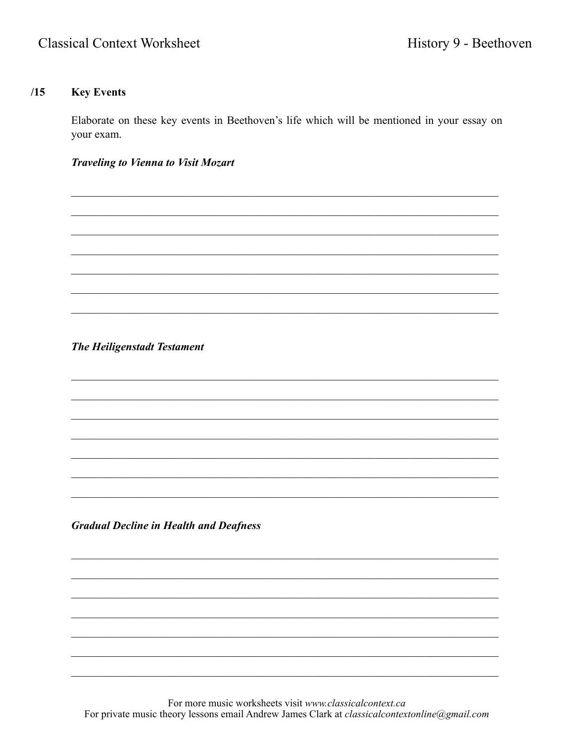**/15** **Key Events**

Elaborate on these key events in Beethoven's life which will be mentioned in your essay on your exam.

***Traveling to Vienna to Visit Mozart***

______________________________________________________________________________

______________________________________________________________________________

______________________________________________________________________________

______________________________________________________________________________

______________________________________________________________________________

______________________________________________________________________________

______________________________________________________________________________

***The Heiligenstadt Testament***

______________________________________________________________________________

______________________________________________________________________________

______________________________________________________________________________

______________________________________________________________________________

______________________________________________________________________________

______________________________________________________________________________

______________________________________________________________________________

***Gradual Decline in Health and Deafness***

______________________________________________________________________________

______________________________________________________________________________

______________________________________________________________________________

______________________________________________________________________________

______________________________________________________________________________

______________________________________________________________________________

______________________________________________________________________________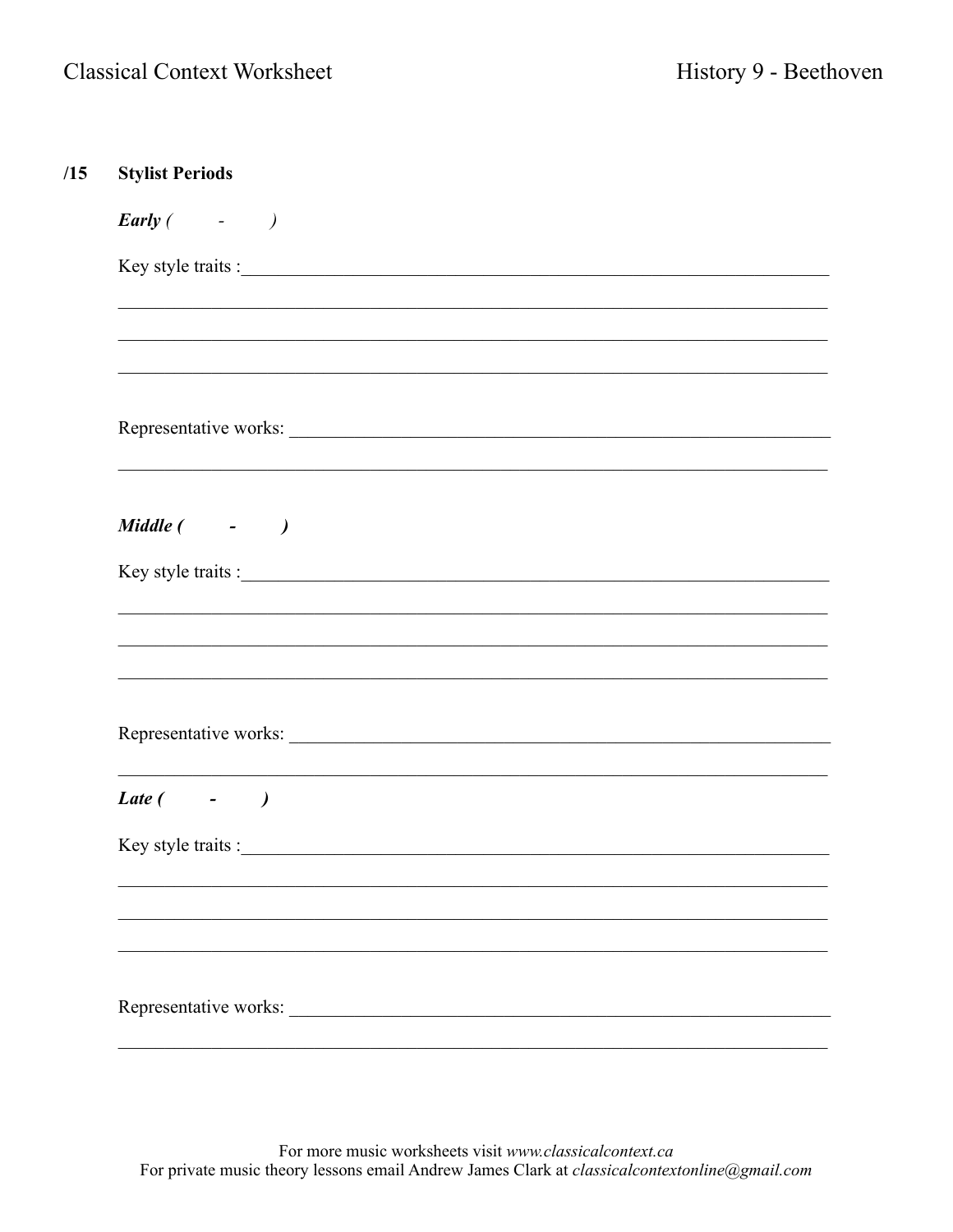**/15 Stylist Periods**

***Early (  -  )***

Key style traits :\_\_\_\_\_\_\_\_\_\_\_\_\_\_\_\_\_\_\_\_\_\_\_\_\_\_\_\_\_\_\_\_\_\_\_\_\_\_\_\_\_\_\_\_\_\_\_\_\_\_\_\_\_\_\_\_\_\_\_\_

\_\_\_\_\_\_\_\_\_\_\_\_\_\_\_\_\_\_\_\_\_\_\_\_\_\_\_\_\_\_\_\_\_\_\_\_\_\_\_\_\_\_\_\_\_\_\_\_\_\_\_\_\_\_\_\_\_\_\_\_\_\_\_\_\_\_\_\_\_\_\_\_

\_\_\_\_\_\_\_\_\_\_\_\_\_\_\_\_\_\_\_\_\_\_\_\_\_\_\_\_\_\_\_\_\_\_\_\_\_\_\_\_\_\_\_\_\_\_\_\_\_\_\_\_\_\_\_\_\_\_\_\_\_\_\_\_\_\_\_\_\_\_\_\_

\_\_\_\_\_\_\_\_\_\_\_\_\_\_\_\_\_\_\_\_\_\_\_\_\_\_\_\_\_\_\_\_\_\_\_\_\_\_\_\_\_\_\_\_\_\_\_\_\_\_\_\_\_\_\_\_\_\_\_\_\_\_\_\_\_\_\_\_\_\_\_\_

Representative works: \_\_\_\_\_\_\_\_\_\_\_\_\_\_\_\_\_\_\_\_\_\_\_\_\_\_\_\_\_\_\_\_\_\_\_\_\_\_\_\_\_\_\_\_\_\_\_\_\_\_\_\_\_\_\_\_

\_\_\_\_\_\_\_\_\_\_\_\_\_\_\_\_\_\_\_\_\_\_\_\_\_\_\_\_\_\_\_\_\_\_\_\_\_\_\_\_\_\_\_\_\_\_\_\_\_\_\_\_\_\_\_\_\_\_\_\_\_\_\_\_\_\_\_\_\_\_\_\_

***Middle (  -  )***

Key style traits :\_\_\_\_\_\_\_\_\_\_\_\_\_\_\_\_\_\_\_\_\_\_\_\_\_\_\_\_\_\_\_\_\_\_\_\_\_\_\_\_\_\_\_\_\_\_\_\_\_\_\_\_\_\_\_\_\_\_\_\_

\_\_\_\_\_\_\_\_\_\_\_\_\_\_\_\_\_\_\_\_\_\_\_\_\_\_\_\_\_\_\_\_\_\_\_\_\_\_\_\_\_\_\_\_\_\_\_\_\_\_\_\_\_\_\_\_\_\_\_\_\_\_\_\_\_\_\_\_\_\_\_\_

\_\_\_\_\_\_\_\_\_\_\_\_\_\_\_\_\_\_\_\_\_\_\_\_\_\_\_\_\_\_\_\_\_\_\_\_\_\_\_\_\_\_\_\_\_\_\_\_\_\_\_\_\_\_\_\_\_\_\_\_\_\_\_\_\_\_\_\_\_\_\_\_

\_\_\_\_\_\_\_\_\_\_\_\_\_\_\_\_\_\_\_\_\_\_\_\_\_\_\_\_\_\_\_\_\_\_\_\_\_\_\_\_\_\_\_\_\_\_\_\_\_\_\_\_\_\_\_\_\_\_\_\_\_\_\_\_\_\_\_\_\_\_\_\_

Representative works: \_\_\_\_\_\_\_\_\_\_\_\_\_\_\_\_\_\_\_\_\_\_\_\_\_\_\_\_\_\_\_\_\_\_\_\_\_\_\_\_\_\_\_\_\_\_\_\_\_\_\_\_\_\_\_\_

\_\_\_\_\_\_\_\_\_\_\_\_\_\_\_\_\_\_\_\_\_\_\_\_\_\_\_\_\_\_\_\_\_\_\_\_\_\_\_\_\_\_\_\_\_\_\_\_\_\_\_\_\_\_\_\_\_\_\_\_\_\_\_\_\_\_\_\_\_\_\_\_

***Late (  -  )***

Key style traits :\_\_\_\_\_\_\_\_\_\_\_\_\_\_\_\_\_\_\_\_\_\_\_\_\_\_\_\_\_\_\_\_\_\_\_\_\_\_\_\_\_\_\_\_\_\_\_\_\_\_\_\_\_\_\_\_\_\_\_\_

\_\_\_\_\_\_\_\_\_\_\_\_\_\_\_\_\_\_\_\_\_\_\_\_\_\_\_\_\_\_\_\_\_\_\_\_\_\_\_\_\_\_\_\_\_\_\_\_\_\_\_\_\_\_\_\_\_\_\_\_\_\_\_\_\_\_\_\_\_\_\_\_

\_\_\_\_\_\_\_\_\_\_\_\_\_\_\_\_\_\_\_\_\_\_\_\_\_\_\_\_\_\_\_\_\_\_\_\_\_\_\_\_\_\_\_\_\_\_\_\_\_\_\_\_\_\_\_\_\_\_\_\_\_\_\_\_\_\_\_\_\_\_\_\_

\_\_\_\_\_\_\_\_\_\_\_\_\_\_\_\_\_\_\_\_\_\_\_\_\_\_\_\_\_\_\_\_\_\_\_\_\_\_\_\_\_\_\_\_\_\_\_\_\_\_\_\_\_\_\_\_\_\_\_\_\_\_\_\_\_\_\_\_\_\_\_\_

Representative works: \_\_\_\_\_\_\_\_\_\_\_\_\_\_\_\_\_\_\_\_\_\_\_\_\_\_\_\_\_\_\_\_\_\_\_\_\_\_\_\_\_\_\_\_\_\_\_\_\_\_\_\_\_\_\_\_

\_\_\_\_\_\_\_\_\_\_\_\_\_\_\_\_\_\_\_\_\_\_\_\_\_\_\_\_\_\_\_\_\_\_\_\_\_\_\_\_\_\_\_\_\_\_\_\_\_\_\_\_\_\_\_\_\_\_\_\_\_\_\_\_\_\_\_\_\_\_\_\_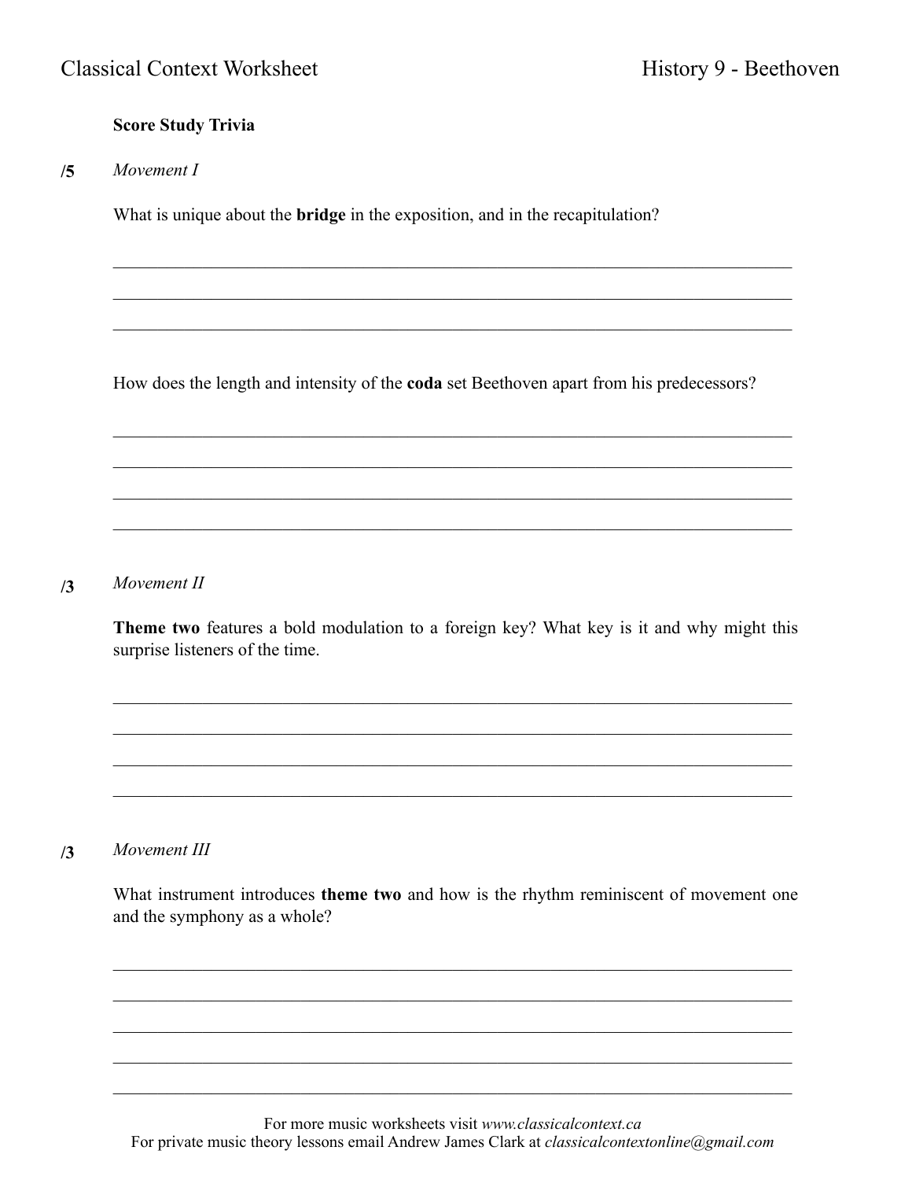**Score Study Trivia**

**/5** *Movement I*

What is unique about the **bridge** in the exposition, and in the recapitulation?

\_\_\_\_\_\_\_\_\_\_\_\_\_\_\_\_\_\_\_\_\_\_\_\_\_\_\_\_\_\_\_\_\_\_\_\_\_\_\_\_\_\_\_\_\_\_\_\_\_\_\_\_\_\_\_\_\_\_\_\_\_\_\_\_\_\_\_\_\_\_\_\_

\_\_\_\_\_\_\_\_\_\_\_\_\_\_\_\_\_\_\_\_\_\_\_\_\_\_\_\_\_\_\_\_\_\_\_\_\_\_\_\_\_\_\_\_\_\_\_\_\_\_\_\_\_\_\_\_\_\_\_\_\_\_\_\_\_\_\_\_\_\_\_\_

\_\_\_\_\_\_\_\_\_\_\_\_\_\_\_\_\_\_\_\_\_\_\_\_\_\_\_\_\_\_\_\_\_\_\_\_\_\_\_\_\_\_\_\_\_\_\_\_\_\_\_\_\_\_\_\_\_\_\_\_\_\_\_\_\_\_\_\_\_\_\_\_

How does the length and intensity of the **coda** set Beethoven apart from his predecessors?

\_\_\_\_\_\_\_\_\_\_\_\_\_\_\_\_\_\_\_\_\_\_\_\_\_\_\_\_\_\_\_\_\_\_\_\_\_\_\_\_\_\_\_\_\_\_\_\_\_\_\_\_\_\_\_\_\_\_\_\_\_\_\_\_\_\_\_\_\_\_\_\_

\_\_\_\_\_\_\_\_\_\_\_\_\_\_\_\_\_\_\_\_\_\_\_\_\_\_\_\_\_\_\_\_\_\_\_\_\_\_\_\_\_\_\_\_\_\_\_\_\_\_\_\_\_\_\_\_\_\_\_\_\_\_\_\_\_\_\_\_\_\_\_\_

\_\_\_\_\_\_\_\_\_\_\_\_\_\_\_\_\_\_\_\_\_\_\_\_\_\_\_\_\_\_\_\_\_\_\_\_\_\_\_\_\_\_\_\_\_\_\_\_\_\_\_\_\_\_\_\_\_\_\_\_\_\_\_\_\_\_\_\_\_\_\_\_

\_\_\_\_\_\_\_\_\_\_\_\_\_\_\_\_\_\_\_\_\_\_\_\_\_\_\_\_\_\_\_\_\_\_\_\_\_\_\_\_\_\_\_\_\_\_\_\_\_\_\_\_\_\_\_\_\_\_\_\_\_\_\_\_\_\_\_\_\_\_\_\_

**/3** *Movement II*

**Theme two** features a bold modulation to a foreign key? What key is it and why might this surprise listeners of the time.

\_\_\_\_\_\_\_\_\_\_\_\_\_\_\_\_\_\_\_\_\_\_\_\_\_\_\_\_\_\_\_\_\_\_\_\_\_\_\_\_\_\_\_\_\_\_\_\_\_\_\_\_\_\_\_\_\_\_\_\_\_\_\_\_\_\_\_\_\_\_\_\_

\_\_\_\_\_\_\_\_\_\_\_\_\_\_\_\_\_\_\_\_\_\_\_\_\_\_\_\_\_\_\_\_\_\_\_\_\_\_\_\_\_\_\_\_\_\_\_\_\_\_\_\_\_\_\_\_\_\_\_\_\_\_\_\_\_\_\_\_\_\_\_\_

\_\_\_\_\_\_\_\_\_\_\_\_\_\_\_\_\_\_\_\_\_\_\_\_\_\_\_\_\_\_\_\_\_\_\_\_\_\_\_\_\_\_\_\_\_\_\_\_\_\_\_\_\_\_\_\_\_\_\_\_\_\_\_\_\_\_\_\_\_\_\_\_

\_\_\_\_\_\_\_\_\_\_\_\_\_\_\_\_\_\_\_\_\_\_\_\_\_\_\_\_\_\_\_\_\_\_\_\_\_\_\_\_\_\_\_\_\_\_\_\_\_\_\_\_\_\_\_\_\_\_\_\_\_\_\_\_\_\_\_\_\_\_\_\_

**/3** *Movement III*

What instrument introduces **theme two** and how is the rhythm reminiscent of movement one and the symphony as a whole?

\_\_\_\_\_\_\_\_\_\_\_\_\_\_\_\_\_\_\_\_\_\_\_\_\_\_\_\_\_\_\_\_\_\_\_\_\_\_\_\_\_\_\_\_\_\_\_\_\_\_\_\_\_\_\_\_\_\_\_\_\_\_\_\_\_\_\_\_\_\_\_\_

\_\_\_\_\_\_\_\_\_\_\_\_\_\_\_\_\_\_\_\_\_\_\_\_\_\_\_\_\_\_\_\_\_\_\_\_\_\_\_\_\_\_\_\_\_\_\_\_\_\_\_\_\_\_\_\_\_\_\_\_\_\_\_\_\_\_\_\_\_\_\_\_

\_\_\_\_\_\_\_\_\_\_\_\_\_\_\_\_\_\_\_\_\_\_\_\_\_\_\_\_\_\_\_\_\_\_\_\_\_\_\_\_\_\_\_\_\_\_\_\_\_\_\_\_\_\_\_\_\_\_\_\_\_\_\_\_\_\_\_\_\_\_\_\_

\_\_\_\_\_\_\_\_\_\_\_\_\_\_\_\_\_\_\_\_\_\_\_\_\_\_\_\_\_\_\_\_\_\_\_\_\_\_\_\_\_\_\_\_\_\_\_\_\_\_\_\_\_\_\_\_\_\_\_\_\_\_\_\_\_\_\_\_\_\_\_\_

\_\_\_\_\_\_\_\_\_\_\_\_\_\_\_\_\_\_\_\_\_\_\_\_\_\_\_\_\_\_\_\_\_\_\_\_\_\_\_\_\_\_\_\_\_\_\_\_\_\_\_\_\_\_\_\_\_\_\_\_\_\_\_\_\_\_\_\_\_\_\_\_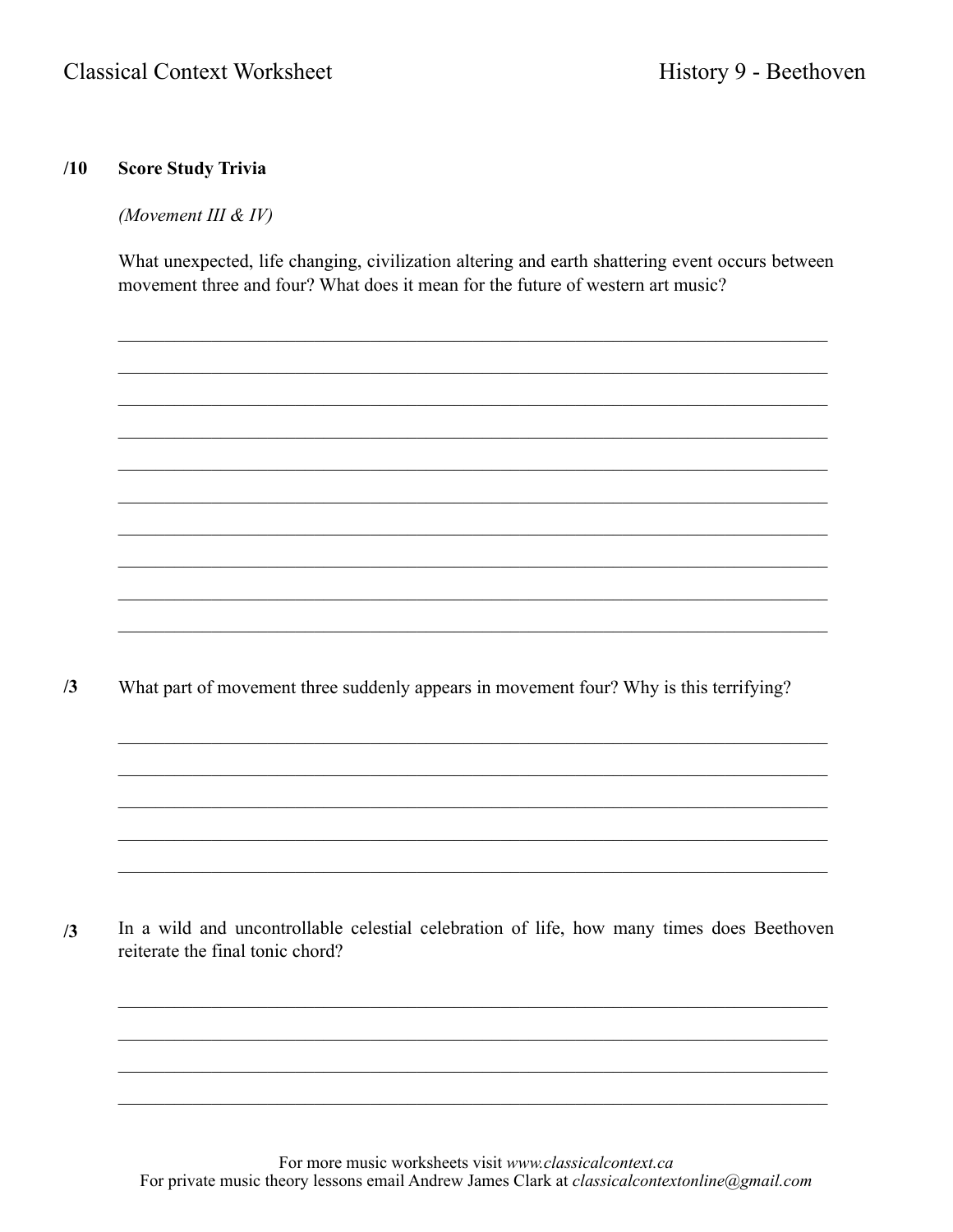**/10 Score Study Trivia**

*(Movement III & IV)*

What unexpected, life changing, civilization altering and earth shattering event occurs between movement three and four? What does it mean for the future of western art music?

______________________________________________________________________________

______________________________________________________________________________

______________________________________________________________________________

______________________________________________________________________________

______________________________________________________________________________

______________________________________________________________________________

______________________________________________________________________________

______________________________________________________________________________

______________________________________________________________________________

______________________________________________________________________________

**/3** What part of movement three suddenly appears in movement four? Why is this terrifying?

______________________________________________________________________________

______________________________________________________________________________

______________________________________________________________________________

______________________________________________________________________________

______________________________________________________________________________

**/3** In a wild and uncontrollable celestial celebration of life, how many times does Beethoven reiterate the final tonic chord?

______________________________________________________________________________

______________________________________________________________________________

______________________________________________________________________________

______________________________________________________________________________